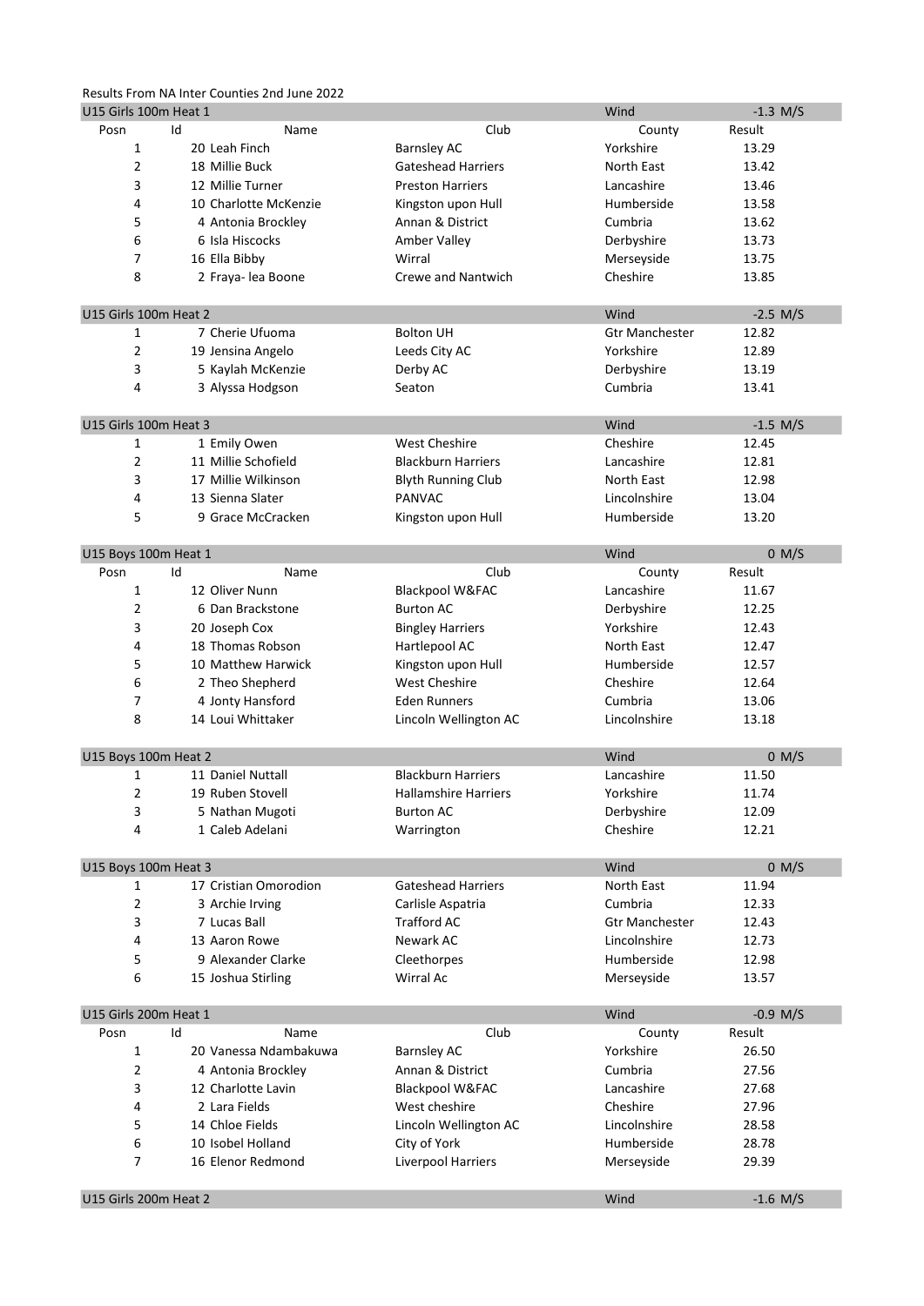Results From NA Inter Counties 2nd June 2022

## U15 Girls 100m Heat 1

Wind: -1.3 M/S

| Posn | Id | Name | Club | County | Result |
|---|---|---|---|---|---|
| 1 | 20 | Leah Finch | Barnsley AC | Yorkshire | 13.29 |
| 2 | 18 | Millie Buck | Gateshead Harriers | North East | 13.42 |
| 3 | 12 | Millie Turner | Preston Harriers | Lancashire | 13.46 |
| 4 | 10 | Charlotte McKenzie | Kingston upon Hull | Humberside | 13.58 |
| 5 | 4 | Antonia Brockley | Annan & District | Cumbria | 13.62 |
| 6 | 6 | Isla Hiscocks | Amber Valley | Derbyshire | 13.73 |
| 7 | 16 | Ella Bibby | Wirral | Merseyside | 13.75 |
| 8 | 2 | Fraya- lea Boone | Crewe and Nantwich | Cheshire | 13.85 |

## U15 Girls 100m Heat 2

Wind: -2.5 M/S

| Posn | Id | Name | Club | County | Result |
|---|---|---|---|---|---|
| 1 | 7 | Cherie Ufuoma | Bolton UH | Gtr Manchester | 12.82 |
| 2 | 19 | Jensina Angelo | Leeds City AC | Yorkshire | 12.89 |
| 3 | 5 | Kaylah McKenzie | Derby AC | Derbyshire | 13.19 |
| 4 | 3 | Alyssa Hodgson | Seaton | Cumbria | 13.41 |

## U15 Girls 100m Heat 3

Wind: -1.5 M/S

| Posn | Id | Name | Club | County | Result |
|---|---|---|---|---|---|
| 1 | 1 | Emily Owen | West Cheshire | Cheshire | 12.45 |
| 2 | 11 | Millie Schofield | Blackburn Harriers | Lancashire | 12.81 |
| 3 | 17 | Millie Wilkinson | Blyth Running Club | North East | 12.98 |
| 4 | 13 | Sienna Slater | PANVAC | Lincolnshire | 13.04 |
| 5 | 9 | Grace McCracken | Kingston upon Hull | Humberside | 13.20 |

## U15 Boys 100m Heat 1

Wind: 0 M/S

| Posn | Id | Name | Club | County | Result |
|---|---|---|---|---|---|
| 1 | 12 | Oliver Nunn | Blackpool W&FAC | Lancashire | 11.67 |
| 2 | 6 | Dan Brackstone | Burton AC | Derbyshire | 12.25 |
| 3 | 20 | Joseph Cox | Bingley Harriers | Yorkshire | 12.43 |
| 4 | 18 | Thomas Robson | Hartlepool AC | North East | 12.47 |
| 5 | 10 | Matthew Harwick | Kingston upon Hull | Humberside | 12.57 |
| 6 | 2 | Theo Shepherd | West Cheshire | Cheshire | 12.64 |
| 7 | 4 | Jonty Hansford | Eden Runners | Cumbria | 13.06 |
| 8 | 14 | Loui Whittaker | Lincoln Wellington AC | Lincolnshire | 13.18 |

## U15 Boys 100m Heat 2

Wind: 0 M/S

| Posn | Id | Name | Club | County | Result |
|---|---|---|---|---|---|
| 1 | 11 | Daniel Nuttall | Blackburn Harriers | Lancashire | 11.50 |
| 2 | 19 | Ruben Stovell | Hallamshire Harriers | Yorkshire | 11.74 |
| 3 | 5 | Nathan Mugoti | Burton AC | Derbyshire | 12.09 |
| 4 | 1 | Caleb Adelani | Warrington | Cheshire | 12.21 |

## U15 Boys 100m Heat 3

Wind: 0 M/S

| Posn | Id | Name | Club | County | Result |
|---|---|---|---|---|---|
| 1 | 17 | Cristian Omorodion | Gateshead Harriers | North East | 11.94 |
| 2 | 3 | Archie Irving | Carlisle Aspatria | Cumbria | 12.33 |
| 3 | 7 | Lucas Ball | Trafford AC | Gtr Manchester | 12.43 |
| 4 | 13 | Aaron Rowe | Newark AC | Lincolnshire | 12.73 |
| 5 | 9 | Alexander Clarke | Cleethorpes | Humberside | 12.98 |
| 6 | 15 | Joshua Stirling | Wirral Ac | Merseyside | 13.57 |

## U15 Girls 200m Heat 1

Wind: -0.9 M/S

| Posn | Id | Name | Club | County | Result |
|---|---|---|---|---|---|
| 1 | 20 | Vanessa Ndambakuwa | Barnsley AC | Yorkshire | 26.50 |
| 2 | 4 | Antonia Brockley | Annan & District | Cumbria | 27.56 |
| 3 | 12 | Charlotte Lavin | Blackpool W&FAC | Lancashire | 27.68 |
| 4 | 2 | Lara Fields | West cheshire | Cheshire | 27.96 |
| 5 | 14 | Chloe Fields | Lincoln Wellington AC | Lincolnshire | 28.58 |
| 6 | 10 | Isobel Holland | City of York | Humberside | 28.78 |
| 7 | 16 | Elenor Redmond | Liverpool Harriers | Merseyside | 29.39 |

## U15 Girls 200m Heat 2

Wind: -1.6 M/S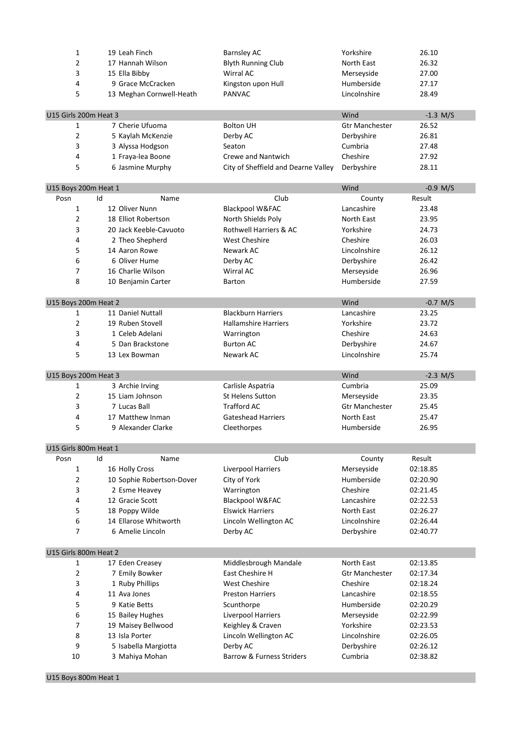| Posn | Id | Name | Club | County | Result |
|---|---|---|---|---|---|
| 1 | 19 | Leah Finch | Barnsley AC | Yorkshire | 26.10 |
| 2 | 17 | Hannah Wilson | Blyth Running Club | North East | 26.32 |
| 3 | 15 | Ella Bibby | Wirral AC | Merseyside | 27.00 |
| 4 | 9 | Grace McCracken | Kingston upon Hull | Humberside | 27.17 |
| 5 | 13 | Meghan Cornwell-Heath | PANVAC | Lincolnshire | 28.49 |

## U15 Girls 200m Heat 3

Wind -1.3 M/S

| Posn | Id | Name | Club | County | Result |
|---|---|---|---|---|---|
| 1 | 7 | Cherie Ufuoma | Bolton UH | Gtr Manchester | 26.52 |
| 2 | 5 | Kaylah McKenzie | Derby AC | Derbyshire | 26.81 |
| 3 | 3 | Alyssa Hodgson | Seaton | Cumbria | 27.48 |
| 4 | 1 | Fraya-lea Boone | Crewe and Nantwich | Cheshire | 27.92 |
| 5 | 6 | Jasmine Murphy | City of Sheffield and Dearne Valley | Derbyshire | 28.11 |

## U15 Boys 200m Heat 1

Wind -0.9 M/S

| Posn | Id | Name | Club | County | Result |
|---|---|---|---|---|---|
| 1 | 12 | Oliver Nunn | Blackpool W&FAC | Lancashire | 23.48 |
| 2 | 18 | Elliot Robertson | North Shields Poly | North East | 23.95 |
| 3 | 20 | Jack Keeble-Cavuoto | Rothwell Harriers & AC | Yorkshire | 24.73 |
| 4 | 2 | Theo Shepherd | West Cheshire | Cheshire | 26.03 |
| 5 | 14 | Aaron Rowe | Newark AC | Lincolnshire | 26.12 |
| 6 | 6 | Oliver Hume | Derby AC | Derbyshire | 26.42 |
| 7 | 16 | Charlie Wilson | Wirral AC | Merseyside | 26.96 |
| 8 | 10 | Benjamin Carter | Barton | Humberside | 27.59 |

## U15 Boys 200m Heat 2

Wind -0.7 M/S

| Posn | Id | Name | Club | County | Result |
|---|---|---|---|---|---|
| 1 | 11 | Daniel Nuttall | Blackburn Harriers | Lancashire | 23.25 |
| 2 | 19 | Ruben Stovell | Hallamshire Harriers | Yorkshire | 23.72 |
| 3 | 1 | Celeb Adelani | Warrington | Cheshire | 24.63 |
| 4 | 5 | Dan Brackstone | Burton AC | Derbyshire | 24.67 |
| 5 | 13 | Lex Bowman | Newark AC | Lincolnshire | 25.74 |

## U15 Boys 200m Heat 3

Wind -2.3 M/S

| Posn | Id | Name | Club | County | Result |
|---|---|---|---|---|---|
| 1 | 3 | Archie Irving | Carlisle Aspatria | Cumbria | 25.09 |
| 2 | 15 | Liam Johnson | St Helens Sutton | Merseyside | 23.35 |
| 3 | 7 | Lucas Ball | Trafford AC | Gtr Manchester | 25.45 |
| 4 | 17 | Matthew Inman | Gateshead Harriers | North East | 25.47 |
| 5 | 9 | Alexander Clarke | Cleethorpes | Humberside | 26.95 |

## U15 Girls 800m Heat 1

| Posn | Id | Name | Club | County | Result |
|---|---|---|---|---|---|
| 1 | 16 | Holly Cross | Liverpool Harriers | Merseyside | 02:18.85 |
| 2 | 10 | Sophie Robertson-Dover | City of York | Humberside | 02:20.90 |
| 3 | 2 | Esme Heavey | Warrington | Cheshire | 02:21.45 |
| 4 | 12 | Gracie Scott | Blackpool W&FAC | Lancashire | 02:22.53 |
| 5 | 18 | Poppy Wilde | Elswick Harriers | North East | 02:26.27 |
| 6 | 14 | Ellarose Whitworth | Lincoln Wellington AC | Lincolnshire | 02:26.44 |
| 7 | 6 | Amelie Lincoln | Derby AC | Derbyshire | 02:40.77 |

## U15 Girls 800m Heat 2

| Posn | Id | Name | Club | County | Result |
|---|---|---|---|---|---|
| 1 | 17 | Eden Creasey | Middlesbrough Mandale | North East | 02:13.85 |
| 2 | 7 | Emily Bowker | East Cheshire H | Gtr Manchester | 02:17.34 |
| 3 | 1 | Ruby Phillips | West Cheshire | Cheshire | 02:18.24 |
| 4 | 11 | Ava Jones | Preston Harriers | Lancashire | 02:18.55 |
| 5 | 9 | Katie Betts | Scunthorpe | Humberside | 02:20.29 |
| 6 | 15 | Bailey Hughes | Liverpool Harriers | Merseyside | 02:22.99 |
| 7 | 19 | Maisey Bellwood | Keighley & Craven | Yorkshire | 02:23.53 |
| 8 | 13 | Isla Porter | Lincoln Wellington AC | Lincolnshire | 02:26.05 |
| 9 | 5 | Isabella Margiotta | Derby AC | Derbyshire | 02:26.12 |
| 10 | 3 | Mahiya Mohan | Barrow & Furness Striders | Cumbria | 02:38.82 |

## U15 Boys 800m Heat 1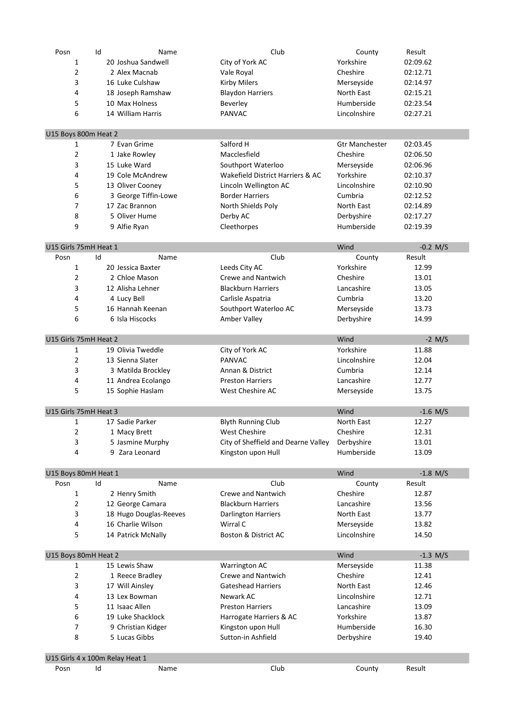| Posn | Id | Name | Club | County | Result |
|---|---|---|---|---|---|
| 1 | 20 | Joshua Sandwell | City of York AC | Yorkshire | 02:09.62 |
| 2 | 2 | Alex Macnab | Vale Royal | Cheshire | 02:12.71 |
| 3 | 16 | Luke Culshaw | Kirby Milers | Merseyside | 02:14.97 |
| 4 | 18 | Joseph Ramshaw | Blaydon Harriers | North East | 02:15.21 |
| 5 | 10 | Max Holness | Beverley | Humberside | 02:23.54 |
| 6 | 14 | William Harris | PANVAC | Lincolnshire | 02:27.21 |

## U15 Boys 800m Heat 2

| Posn | Id | Name | Club | County | Result |
|---|---|---|---|---|---|
| 1 | 7 | Evan Grime | Salford H | Gtr Manchester | 02:03.45 |
| 2 | 1 | Jake Rowley | Macclesfield | Cheshire | 02:06.50 |
| 3 | 15 | Luke Ward | Southport Waterloo | Merseyside | 02:06.96 |
| 4 | 19 | Cole McAndrew | Wakefield District Harriers & AC | Yorkshire | 02:10.37 |
| 5 | 13 | Oliver Cooney | Lincoln Wellington AC | Lincolnshire | 02:10.90 |
| 6 | 3 | George Tiffin-Lowe | Border Harriers | Cumbria | 02:12.52 |
| 7 | 17 | Zac Brannon | North Shields Poly | North East | 02:14.89 |
| 8 | 5 | Oliver Hume | Derby AC | Derbyshire | 02:17.27 |
| 9 | 9 | Alfie Ryan | Cleethorpes | Humberside | 02:19.39 |

## U15 Girls 75mH Heat 1 — Wind -0.2 M/S

| Posn | Id | Name | Club | County | Result |
|---|---|---|---|---|---|
| 1 | 20 | Jessica Baxter | Leeds City AC | Yorkshire | 12.99 |
| 2 | 2 | Chloe Mason | Crewe and Nantwich | Cheshire | 13.01 |
| 3 | 12 | Alisha Lehner | Blackburn Harriers | Lancashire | 13.05 |
| 4 | 4 | Lucy Bell | Carlisle Aspatria | Cumbria | 13.20 |
| 5 | 16 | Hannah Keenan | Southport Waterloo AC | Merseyside | 13.73 |
| 6 | 6 | Isla Hiscocks | Amber Valley | Derbyshire | 14.99 |

## U15 Girls 75mH Heat 2 — Wind -2 M/S

| Posn | Id | Name | Club | County | Result |
|---|---|---|---|---|---|
| 1 | 19 | Olivia Tweddle | City of York AC | Yorkshire | 11.88 |
| 2 | 13 | Sienna Slater | PANVAC | Lincolnshire | 12.04 |
| 3 | 3 | Matilda Brockley | Annan & District | Cumbria | 12.14 |
| 4 | 11 | Andrea Ecolango | Preston Harriers | Lancashire | 12.77 |
| 5 | 15 | Sophie Haslam | West Cheshire AC | Merseyside | 13.75 |

## U15 Girls 75mH Heat 3 — Wind -1.6 M/S

| Posn | Id | Name | Club | County | Result |
|---|---|---|---|---|---|
| 1 | 17 | Sadie Parker | Blyth Running Club | North East | 12.27 |
| 2 | 1 | Macy Brett | West Cheshire | Cheshire | 12.31 |
| 3 | 5 | Jasmine Murphy | City of Sheffield and Dearne Valley | Derbyshire | 13.01 |
| 4 | 9 | Zara Leonard | Kingston upon Hull | Humberside | 13.09 |

## U15 Boys 80mH Heat 1 — Wind -1.8 M/S

| Posn | Id | Name | Club | County | Result |
|---|---|---|---|---|---|
| 1 | 2 | Henry Smith | Crewe and Nantwich | Cheshire | 12.87 |
| 2 | 12 | George Camara | Blackburn Harriers | Lancashire | 13.56 |
| 3 | 18 | Hugo Douglas-Reeves | Darlington Harriers | North East | 13.77 |
| 4 | 16 | Charlie Wilson | Wirral C | Merseyside | 13.82 |
| 5 | 14 | Patrick McNally | Boston & District AC | Lincolnshire | 14.50 |

## U15 Boys 80mH Heat 2 — Wind -1.3 M/S

| Posn | Id | Name | Club | County | Result |
|---|---|---|---|---|---|
| 1 | 15 | Lewis Shaw | Warrington AC | Merseyside | 11.38 |
| 2 | 1 | Reece Bradley | Crewe and Nantwich | Cheshire | 12.41 |
| 3 | 17 | Will Ainsley | Gateshead Harriers | North East | 12.46 |
| 4 | 13 | Lex Bowman | Newark AC | Lincolnshire | 12.71 |
| 5 | 11 | Isaac Allen | Preston Harriers | Lancashire | 13.09 |
| 6 | 19 | Luke Shacklock | Harrogate Harriers & AC | Yorkshire | 13.87 |
| 7 | 9 | Christian Kidger | Kingston upon Hull | Humberside | 16.30 |
| 8 | 5 | Lucas Gibbs | Sutton-in Ashfield | Derbyshire | 19.40 |

## U15 Girls 4 x 100m Relay Heat 1

| Posn | Id | Name | Club | County | Result |
|---|---|---|---|---|---|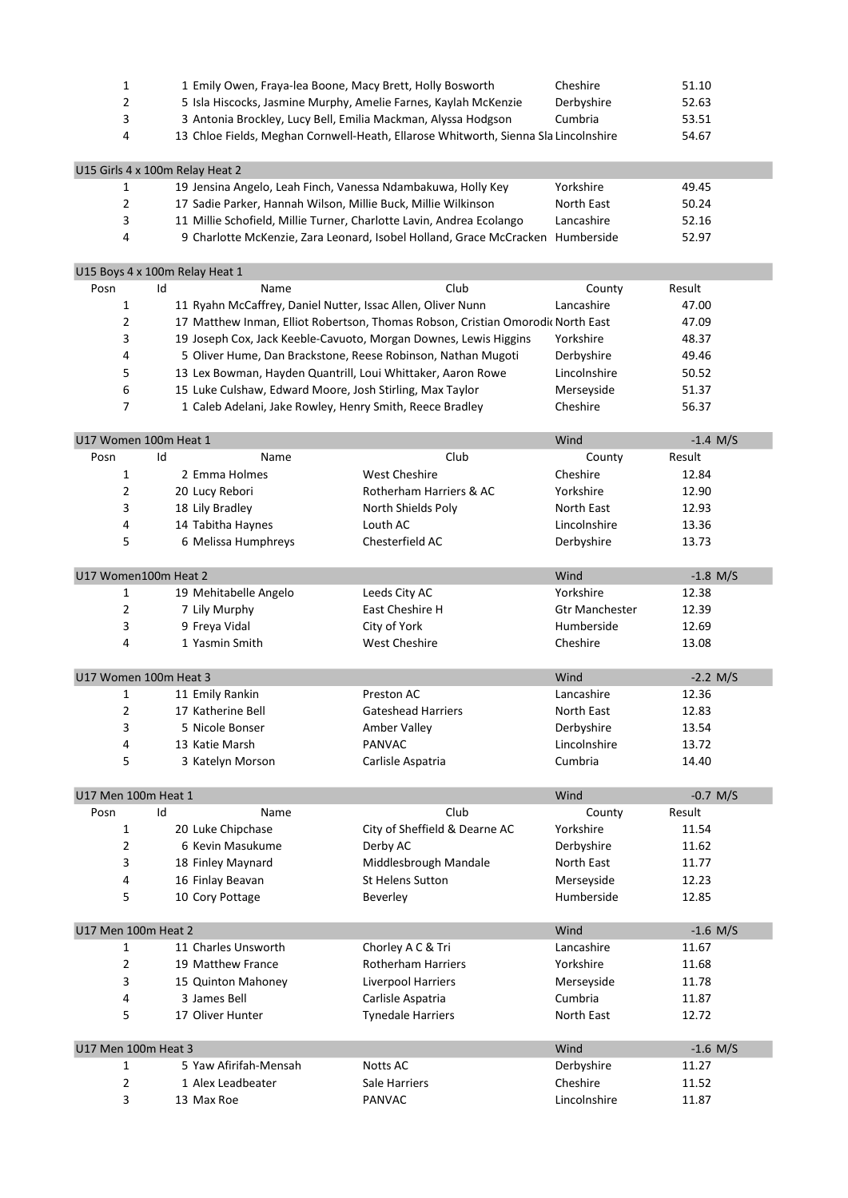| Posn | Id | Name | Club | County | Result |
|---|---|---|---|---|---|
| 1 | 1 | Emily Owen, Fraya-lea Boone, Macy Brett, Holly Bosworth | | Cheshire | 51.10 |
| 2 | 5 | Isla Hiscocks, Jasmine Murphy, Amelie Farnes, Kaylah McKenzie | | Derbyshire | 52.63 |
| 3 | 3 | Antonia Brockley, Lucy Bell, Emilia Mackman, Alyssa Hodgson | | Cumbria | 53.51 |
| 4 | 13 | Chloe Fields, Meghan Cornwell-Heath, Ellarose Whitworth, Sienna Sla | | Lincolnshire | 54.67 |

## U15 Girls 4 x 100m Relay Heat 2

| Posn | Id | Name | Club | County | Result |
|---|---|---|---|---|---|
| 1 | 19 | Jensina Angelo, Leah Finch, Vanessa Ndambakuwa, Holly Key | | Yorkshire | 49.45 |
| 2 | 17 | Sadie Parker, Hannah Wilson, Millie Buck, Millie Wilkinson | | North East | 50.24 |
| 3 | 11 | Millie Schofield, Millie Turner, Charlotte Lavin, Andrea Ecolango | | Lancashire | 52.16 |
| 4 | 9 | Charlotte McKenzie, Zara Leonard, Isobel Holland, Grace McCracken | | Humberside | 52.97 |

## U15 Boys 4 x 100m Relay Heat 1

| Posn | Id | Name | Club | County | Result |
|---|---|---|---|---|---|
| 1 | 11 | Ryahn McCaffrey, Daniel Nutter, Issac Allen, Oliver Nunn | | Lancashire | 47.00 |
| 2 | 17 | Matthew Inman, Elliot Robertson, Thomas Robson, Cristian Omorodi | | North East | 47.09 |
| 3 | 19 | Joseph Cox, Jack Keeble-Cavuoto, Morgan Downes, Lewis Higgins | | Yorkshire | 48.37 |
| 4 | 5 | Oliver Hume, Dan Brackstone, Reese Robinson, Nathan Mugoti | | Derbyshire | 49.46 |
| 5 | 13 | Lex Bowman, Hayden Quantrill, Loui Whittaker, Aaron Rowe | | Lincolnshire | 50.52 |
| 6 | 15 | Luke Culshaw, Edward Moore, Josh Stirling, Max Taylor | | Merseyside | 51.37 |
| 7 | 1 | Caleb Adelani, Jake Rowley, Henry Smith, Reece Bradley | | Cheshire | 56.37 |

## U17 Women 100m Heat 1 — Wind -1.4 M/S

| Posn | Id | Name | Club | County | Result |
|---|---|---|---|---|---|
| 1 | 2 | Emma Holmes | West Cheshire | Cheshire | 12.84 |
| 2 | 20 | Lucy Rebori | Rotherham Harriers & AC | Yorkshire | 12.90 |
| 3 | 18 | Lily Bradley | North Shields Poly | North East | 12.93 |
| 4 | 14 | Tabitha Haynes | Louth AC | Lincolnshire | 13.36 |
| 5 | 6 | Melissa Humphreys | Chesterfield AC | Derbyshire | 13.73 |

## U17 Women100m Heat 2 — Wind -1.8 M/S

| Posn | Id | Name | Club | County | Result |
|---|---|---|---|---|---|
| 1 | 19 | Mehitabelle Angelo | Leeds City AC | Yorkshire | 12.38 |
| 2 | 7 | Lily Murphy | East Cheshire H | Gtr Manchester | 12.39 |
| 3 | 9 | Freya Vidal | City of York | Humberside | 12.69 |
| 4 | 1 | Yasmin Smith | West Cheshire | Cheshire | 13.08 |

## U17 Women 100m Heat 3 — Wind -2.2 M/S

| Posn | Id | Name | Club | County | Result |
|---|---|---|---|---|---|
| 1 | 11 | Emily Rankin | Preston AC | Lancashire | 12.36 |
| 2 | 17 | Katherine Bell | Gateshead Harriers | North East | 12.83 |
| 3 | 5 | Nicole Bonser | Amber Valley | Derbyshire | 13.54 |
| 4 | 13 | Katie Marsh | PANVAC | Lincolnshire | 13.72 |
| 5 | 3 | Katelyn Morson | Carlisle Aspatria | Cumbria | 14.40 |

## U17 Men 100m Heat 1 — Wind -0.7 M/S

| Posn | Id | Name | Club | County | Result |
|---|---|---|---|---|---|
| 1 | 20 | Luke Chipchase | City of Sheffield & Dearne AC | Yorkshire | 11.54 |
| 2 | 6 | Kevin Masukume | Derby AC | Derbyshire | 11.62 |
| 3 | 18 | Finley Maynard | Middlesbrough Mandale | North East | 11.77 |
| 4 | 16 | Finlay Beavan | St Helens Sutton | Merseyside | 12.23 |
| 5 | 10 | Cory Pottage | Beverley | Humberside | 12.85 |

## U17 Men 100m Heat 2 — Wind -1.6 M/S

| Posn | Id | Name | Club | County | Result |
|---|---|---|---|---|---|
| 1 | 11 | Charles Unsworth | Chorley A C & Tri | Lancashire | 11.67 |
| 2 | 19 | Matthew France | Rotherham Harriers | Yorkshire | 11.68 |
| 3 | 15 | Quinton Mahoney | Liverpool Harriers | Merseyside | 11.78 |
| 4 | 3 | James Bell | Carlisle Aspatria | Cumbria | 11.87 |
| 5 | 17 | Oliver Hunter | Tynedale Harriers | North East | 12.72 |

## U17 Men 100m Heat 3 — Wind -1.6 M/S

| Posn | Id | Name | Club | County | Result |
|---|---|---|---|---|---|
| 1 | 5 | Yaw Afirifah-Mensah | Notts AC | Derbyshire | 11.27 |
| 2 | 1 | Alex Leadbeater | Sale Harriers | Cheshire | 11.52 |
| 3 | 13 | Max Roe | PANVAC | Lincolnshire | 11.87 |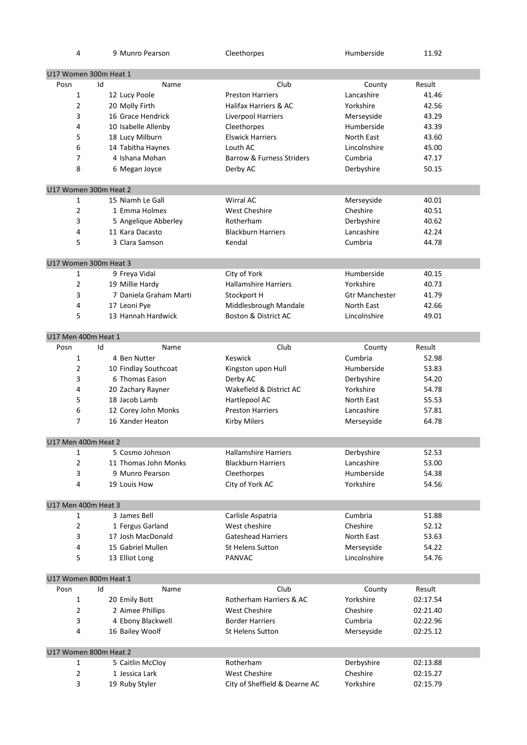| Posn | Id | Name | Club | County | Result |
|---|---|---|---|---|---|
| 4 | 9 | Munro Pearson | Cleethorpes | Humberside | 11.92 |

## U17 Women 300m Heat 1

| Posn | Id | Name | Club | County | Result |
|---|---|---|---|---|---|
| 1 | 12 | Lucy Poole | Preston Harriers | Lancashire | 41.46 |
| 2 | 20 | Molly Firth | Halifax Harriers & AC | Yorkshire | 42.56 |
| 3 | 16 | Grace Hendrick | Liverpool Harriers | Merseyside | 43.29 |
| 4 | 10 | Isabelle Allenby | Cleethorpes | Humberside | 43.39 |
| 5 | 18 | Lucy Milburn | Elswick Harriers | North East | 43.60 |
| 6 | 14 | Tabitha Haynes | Louth AC | Lincolnshire | 45.00 |
| 7 | 4 | Ishana Mohan | Barrow & Furness Striders | Cumbria | 47.17 |
| 8 | 6 | Megan Joyce | Derby AC | Derbyshire | 50.15 |

## U17 Women 300m Heat 2

| Posn | Id | Name | Club | County | Result |
|---|---|---|---|---|---|
| 1 | 15 | Niamh Le Gall | Wirral AC | Merseyside | 40.01 |
| 2 | 1 | Emma Holmes | West Cheshire | Cheshire | 40.51 |
| 3 | 5 | Angelique Abberley | Rotherham | Derbyshire | 40.62 |
| 4 | 11 | Kara Dacasto | Blackburn Harriers | Lancashire | 42.24 |
| 5 | 3 | Clara Samson | Kendal | Cumbria | 44.78 |

## U17 Women 300m Heat 3

| Posn | Id | Name | Club | County | Result |
|---|---|---|---|---|---|
| 1 | 9 | Freya Vidal | City of York | Humberside | 40.15 |
| 2 | 19 | Millie Hardy | Hallamshire Harriers | Yorkshire | 40.73 |
| 3 | 7 | Daniela Graham Marti | Stockport H | Gtr Manchester | 41.79 |
| 4 | 17 | Leoni Pye | Middlesbrough Mandale | North East | 42.66 |
| 5 | 13 | Hannah Hardwick | Boston & District AC | Lincolnshire | 49.01 |

## U17 Men 400m Heat 1

| Posn | Id | Name | Club | County | Result |
|---|---|---|---|---|---|
| 1 | 4 | Ben Nutter | Keswick | Cumbria | 52.98 |
| 2 | 10 | Findlay Southcoat | Kingston upon Hull | Humberside | 53.83 |
| 3 | 6 | Thomas Eason | Derby AC | Derbyshire | 54.20 |
| 4 | 20 | Zachary Rayner | Wakefield & District AC | Yorkshire | 54.78 |
| 5 | 18 | Jacob Lamb | Hartlepool AC | North East | 55.53 |
| 6 | 12 | Corey John Monks | Preston Harriers | Lancashire | 57.81 |
| 7 | 16 | Xander Heaton | Kirby Milers | Merseyside | 64.78 |

## U17 Men 400m Heat 2

| Posn | Id | Name | Club | County | Result |
|---|---|---|---|---|---|
| 1 | 5 | Cosmo Johnson | Hallamshire Harriers | Derbyshire | 52.53 |
| 2 | 11 | Thomas John Monks | Blackburn Harriers | Lancashire | 53.00 |
| 3 | 9 | Munro Pearson | Cleethorpes | Humberside | 54.38 |
| 4 | 19 | Louis How | City of York AC | Yorkshire | 54.56 |

## U17 Men 400m Heat 3

| Posn | Id | Name | Club | County | Result |
|---|---|---|---|---|---|
| 1 | 3 | James Bell | Carlisle Aspatria | Cumbria | 51.88 |
| 2 | 1 | Fergus Garland | West cheshire | Cheshire | 52.12 |
| 3 | 17 | Josh MacDonald | Gateshead Harriers | North East | 53.63 |
| 4 | 15 | Gabriel Mullen | St Helens Sutton | Merseyside | 54.22 |
| 5 | 13 | Elliot Long | PANVAC | Lincolnshire | 54.76 |

## U17 Women 800m Heat 1

| Posn | Id | Name | Club | County | Result |
|---|---|---|---|---|---|
| 1 | 20 | Emily Bott | Rotherham Harriers & AC | Yorkshire | 02:17.54 |
| 2 | 2 | Aimee Phillips | West Cheshire | Cheshire | 02:21.40 |
| 3 | 4 | Ebony Blackwell | Border Harriers | Cumbria | 02:22.96 |
| 4 | 16 | Bailey Woolf | St Helens Sutton | Merseyside | 02:25.12 |

## U17 Women 800m Heat 2

| Posn | Id | Name | Club | County | Result |
|---|---|---|---|---|---|
| 1 | 5 | Caitlin McCloy | Rotherham | Derbyshire | 02:13.88 |
| 2 | 1 | Jessica Lark | West Cheshire | Cheshire | 02:15.27 |
| 3 | 19 | Ruby Styler | City of Sheffield & Dearne AC | Yorkshire | 02:15.79 |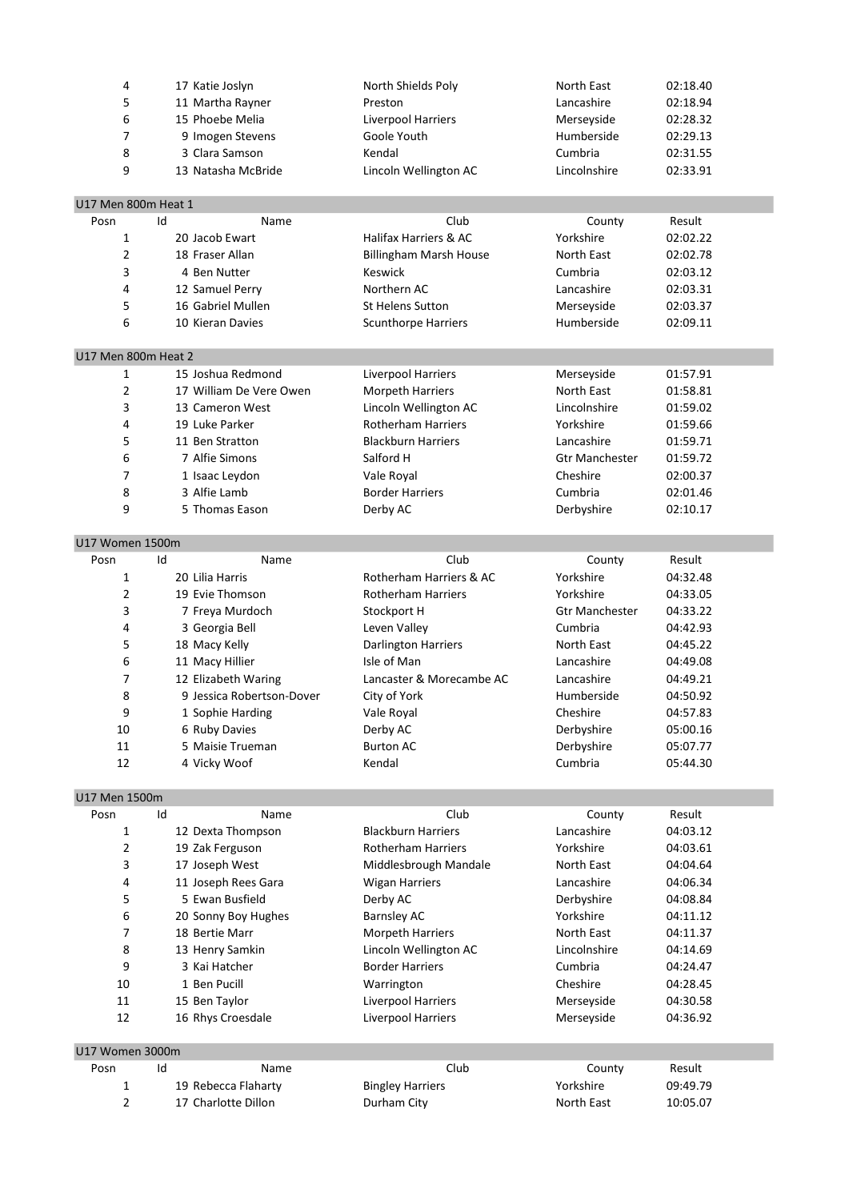| Posn | Id | Name | Club | County | Result |
|---|---|---|---|---|---|
| 4 | 17 | Katie Joslyn | North Shields Poly | North East | 02:18.40 |
| 5 | 11 | Martha Rayner | Preston | Lancashire | 02:18.94 |
| 6 | 15 | Phoebe Melia | Liverpool Harriers | Merseyside | 02:28.32 |
| 7 | 9 | Imogen Stevens | Goole Youth | Humberside | 02:29.13 |
| 8 | 3 | Clara Samson | Kendal | Cumbria | 02:31.55 |
| 9 | 13 | Natasha McBride | Lincoln Wellington AC | Lincolnshire | 02:33.91 |

## U17 Men 800m Heat 1

| Posn | Id | Name | Club | County | Result |
|---|---|---|---|---|---|
| 1 | 20 | Jacob Ewart | Halifax Harriers & AC | Yorkshire | 02:02.22 |
| 2 | 18 | Fraser Allan | Billingham Marsh House | North East | 02:02.78 |
| 3 | 4 | Ben Nutter | Keswick | Cumbria | 02:03.12 |
| 4 | 12 | Samuel Perry | Northern AC | Lancashire | 02:03.31 |
| 5 | 16 | Gabriel Mullen | St Helens Sutton | Merseyside | 02:03.37 |
| 6 | 10 | Kieran Davies | Scunthorpe Harriers | Humberside | 02:09.11 |

## U17 Men 800m Heat 2

| Posn | Id | Name | Club | County | Result |
|---|---|---|---|---|---|
| 1 | 15 | Joshua Redmond | Liverpool Harriers | Merseyside | 01:57.91 |
| 2 | 17 | William De Vere Owen | Morpeth Harriers | North East | 01:58.81 |
| 3 | 13 | Cameron West | Lincoln Wellington AC | Lincolnshire | 01:59.02 |
| 4 | 19 | Luke Parker | Rotherham Harriers | Yorkshire | 01:59.66 |
| 5 | 11 | Ben Stratton | Blackburn Harriers | Lancashire | 01:59.71 |
| 6 | 7 | Alfie Simons | Salford H | Gtr Manchester | 01:59.72 |
| 7 | 1 | Isaac Leydon | Vale Royal | Cheshire | 02:00.37 |
| 8 | 3 | Alfie Lamb | Border Harriers | Cumbria | 02:01.46 |
| 9 | 5 | Thomas Eason | Derby AC | Derbyshire | 02:10.17 |

## U17 Women 1500m

| Posn | Id | Name | Club | County | Result |
|---|---|---|---|---|---|
| 1 | 20 | Lilia Harris | Rotherham Harriers & AC | Yorkshire | 04:32.48 |
| 2 | 19 | Evie Thomson | Rotherham Harriers | Yorkshire | 04:33.05 |
| 3 | 7 | Freya Murdoch | Stockport H | Gtr Manchester | 04:33.22 |
| 4 | 3 | Georgia Bell | Leven Valley | Cumbria | 04:42.93 |
| 5 | 18 | Macy Kelly | Darlington Harriers | North East | 04:45.22 |
| 6 | 11 | Macy Hillier | Isle of Man | Lancashire | 04:49.08 |
| 7 | 12 | Elizabeth Waring | Lancaster & Morecambe AC | Lancashire | 04:49.21 |
| 8 | 9 | Jessica Robertson-Dover | City of York | Humberside | 04:50.92 |
| 9 | 1 | Sophie Harding | Vale Royal | Cheshire | 04:57.83 |
| 10 | 6 | Ruby Davies | Derby AC | Derbyshire | 05:00.16 |
| 11 | 5 | Maisie Trueman | Burton AC | Derbyshire | 05:07.77 |
| 12 | 4 | Vicky Woof | Kendal | Cumbria | 05:44.30 |

## U17 Men 1500m

| Posn | Id | Name | Club | County | Result |
|---|---|---|---|---|---|
| 1 | 12 | Dexta Thompson | Blackburn Harriers | Lancashire | 04:03.12 |
| 2 | 19 | Zak Ferguson | Rotherham Harriers | Yorkshire | 04:03.61 |
| 3 | 17 | Joseph West | Middlesbrough Mandale | North East | 04:04.64 |
| 4 | 11 | Joseph Rees Gara | Wigan Harriers | Lancashire | 04:06.34 |
| 5 | 5 | Ewan Busfield | Derby AC | Derbyshire | 04:08.84 |
| 6 | 20 | Sonny Boy Hughes | Barnsley AC | Yorkshire | 04:11.12 |
| 7 | 18 | Bertie Marr | Morpeth Harriers | North East | 04:11.37 |
| 8 | 13 | Henry Samkin | Lincoln Wellington AC | Lincolnshire | 04:14.69 |
| 9 | 3 | Kai Hatcher | Border Harriers | Cumbria | 04:24.47 |
| 10 | 1 | Ben Pucill | Warrington | Cheshire | 04:28.45 |
| 11 | 15 | Ben Taylor | Liverpool Harriers | Merseyside | 04:30.58 |
| 12 | 16 | Rhys Croesdale | Liverpool Harriers | Merseyside | 04:36.92 |

## U17 Women 3000m

| Posn | Id | Name | Club | County | Result |
|---|---|---|---|---|---|
| 1 | 19 | Rebecca Flaharty | Bingley Harriers | Yorkshire | 09:49.79 |
| 2 | 17 | Charlotte Dillon | Durham City | North East | 10:05.07 |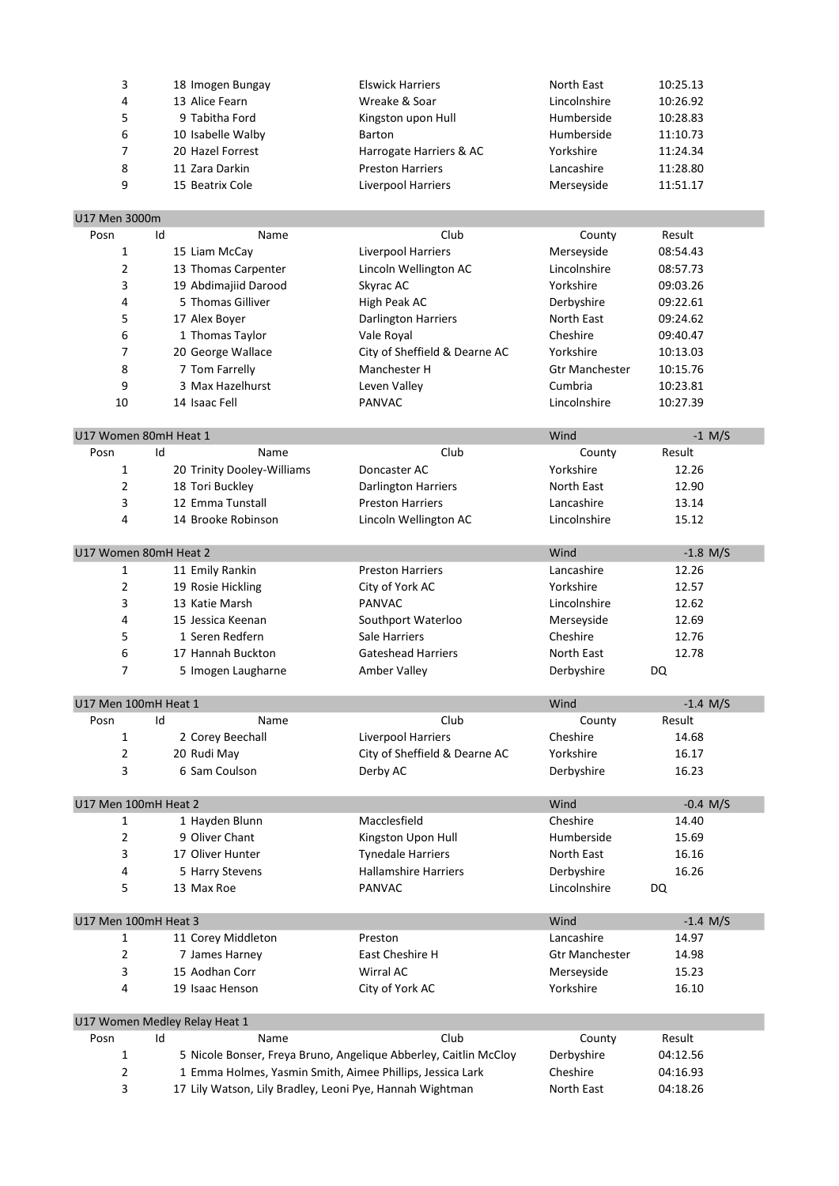| Posn | Id | Name | Club | County | Result |
|---|---|---|---|---|---|
| 3 | 18 | Imogen Bungay | Elswick Harriers | North East | 10:25.13 |
| 4 | 13 | Alice Fearn | Wreake & Soar | Lincolnshire | 10:26.92 |
| 5 | 9 | Tabitha Ford | Kingston upon Hull | Humberside | 10:28.83 |
| 6 | 10 | Isabelle Walby | Barton | Humberside | 11:10.73 |
| 7 | 20 | Hazel Forrest | Harrogate Harriers & AC | Yorkshire | 11:24.34 |
| 8 | 11 | Zara Darkin | Preston Harriers | Lancashire | 11:28.80 |
| 9 | 15 | Beatrix Cole | Liverpool Harriers | Merseyside | 11:51.17 |

## U17 Men 3000m

| Posn | Id | Name | Club | County | Result |
|---|---|---|---|---|---|
| 1 | 15 | Liam McCay | Liverpool Harriers | Merseyside | 08:54.43 |
| 2 | 13 | Thomas Carpenter | Lincoln Wellington AC | Lincolnshire | 08:57.73 |
| 3 | 19 | Abdimajiid Darood | Skyrac AC | Yorkshire | 09:03.26 |
| 4 | 5 | Thomas Gilliver | High Peak AC | Derbyshire | 09:22.61 |
| 5 | 17 | Alex Boyer | Darlington Harriers | North East | 09:24.62 |
| 6 | 1 | Thomas Taylor | Vale Royal | Cheshire | 09:40.47 |
| 7 | 20 | George Wallace | City of Sheffield & Dearne AC | Yorkshire | 10:13.03 |
| 8 | 7 | Tom Farrelly | Manchester H | Gtr Manchester | 10:15.76 |
| 9 | 3 | Max Hazelhurst | Leven Valley | Cumbria | 10:23.81 |
| 10 | 14 | Isaac Fell | PANVAC | Lincolnshire | 10:27.39 |

## U17 Women 80mH Heat 1 — Wind -1 M/S

| Posn | Id | Name | Club | County | Result |
|---|---|---|---|---|---|
| 1 | 20 | Trinity Dooley-Williams | Doncaster AC | Yorkshire | 12.26 |
| 2 | 18 | Tori Buckley | Darlington Harriers | North East | 12.90 |
| 3 | 12 | Emma Tunstall | Preston Harriers | Lancashire | 13.14 |
| 4 | 14 | Brooke Robinson | Lincoln Wellington AC | Lincolnshire | 15.12 |

## U17 Women 80mH Heat 2 — Wind -1.8 M/S

| Posn | Id | Name | Club | County | Result |
|---|---|---|---|---|---|
| 1 | 11 | Emily Rankin | Preston Harriers | Lancashire | 12.26 |
| 2 | 19 | Rosie Hickling | City of York AC | Yorkshire | 12.57 |
| 3 | 13 | Katie Marsh | PANVAC | Lincolnshire | 12.62 |
| 4 | 15 | Jessica Keenan | Southport Waterloo | Merseyside | 12.69 |
| 5 | 1 | Seren Redfern | Sale Harriers | Cheshire | 12.76 |
| 6 | 17 | Hannah Buckton | Gateshead Harriers | North East | 12.78 |
| 7 | 5 | Imogen Laugharne | Amber Valley | Derbyshire | DQ |

## U17 Men 100mH Heat 1 — Wind -1.4 M/S

| Posn | Id | Name | Club | County | Result |
|---|---|---|---|---|---|
| 1 | 2 | Corey Beechall | Liverpool Harriers | Cheshire | 14.68 |
| 2 | 20 | Rudi May | City of Sheffield & Dearne AC | Yorkshire | 16.17 |
| 3 | 6 | Sam Coulson | Derby AC | Derbyshire | 16.23 |

## U17 Men 100mH Heat 2 — Wind -0.4 M/S

| Posn | Id | Name | Club | County | Result |
|---|---|---|---|---|---|
| 1 | 1 | Hayden Blunn | Macclesfield | Cheshire | 14.40 |
| 2 | 9 | Oliver Chant | Kingston Upon Hull | Humberside | 15.69 |
| 3 | 17 | Oliver Hunter | Tynedale Harriers | North East | 16.16 |
| 4 | 5 | Harry Stevens | Hallamshire Harriers | Derbyshire | 16.26 |
| 5 | 13 | Max Roe | PANVAC | Lincolnshire | DQ |

## U17 Men 100mH Heat 3 — Wind -1.4 M/S

| Posn | Id | Name | Club | County | Result |
|---|---|---|---|---|---|
| 1 | 11 | Corey Middleton | Preston | Lancashire | 14.97 |
| 2 | 7 | James Harney | East Cheshire H | Gtr Manchester | 14.98 |
| 3 | 15 | Aodhan Corr | Wirral AC | Merseyside | 15.23 |
| 4 | 19 | Isaac Henson | City of York AC | Yorkshire | 16.10 |

## U17 Women Medley Relay Heat 1

| Posn | Id | Name | County | Result |
|---|---|---|---|---|
| 1 | 5 | Nicole Bonser, Freya Bruno, Angelique Abberley, Caitlin McCloy | Derbyshire | 04:12.56 |
| 2 | 1 | Emma Holmes, Yasmin Smith, Aimee Phillips, Jessica Lark | Cheshire | 04:16.93 |
| 3 | 17 | Lily Watson, Lily Bradley, Leoni Pye, Hannah Wightman | North East | 04:18.26 |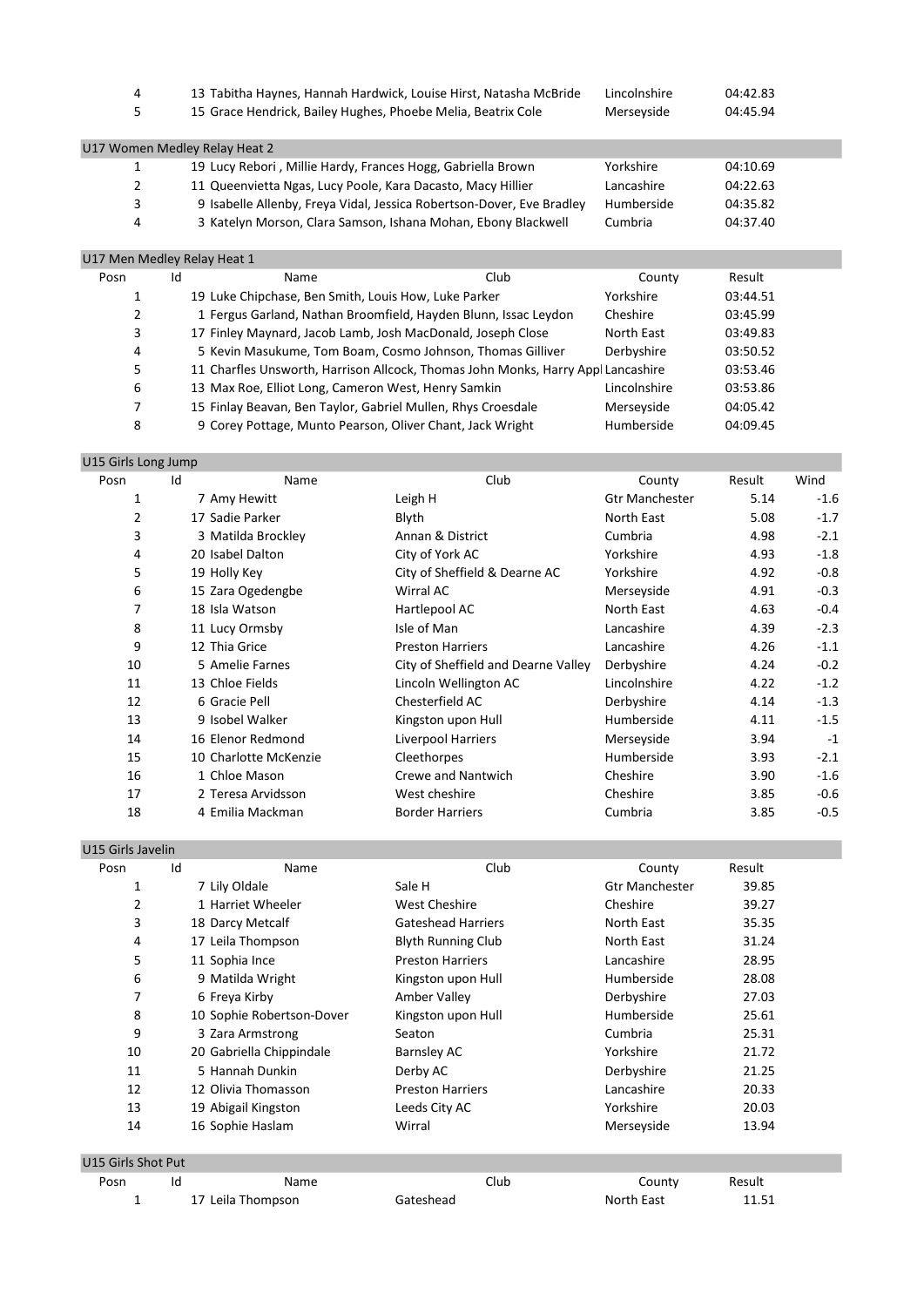| Posn | Id | Name | County | Result |
|---|---|---|---|---|
| 4 | 13 | Tabitha Haynes, Hannah Hardwick, Louise Hirst, Natasha McBride | Lincolnshire | 04:42.83 |
| 5 | 15 | Grace Hendrick, Bailey Hughes, Phoebe Melia, Beatrix Cole | Merseyside | 04:45.94 |

## U17 Women Medley Relay Heat 2

| Posn | Id | Name | County | Result |
|---|---|---|---|---|
| 1 | 19 | Lucy Rebori , Millie Hardy, Frances Hogg, Gabriella Brown | Yorkshire | 04:10.69 |
| 2 | 11 | Queenvietta Ngas, Lucy Poole, Kara Dacasto, Macy Hillier | Lancashire | 04:22.63 |
| 3 | 9 | Isabelle Allenby, Freya Vidal, Jessica Robertson-Dover, Eve Bradley | Humberside | 04:35.82 |
| 4 | 3 | Katelyn Morson, Clara Samson, Ishana Mohan, Ebony Blackwell | Cumbria | 04:37.40 |

## U17 Men Medley Relay Heat 1

| Posn | Id | Name | Club | County | Result |
|---|---|---|---|---|---|
| 1 | 19 | Luke Chipchase, Ben Smith, Louis How, Luke Parker | | Yorkshire | 03:44.51 |
| 2 | 1 | Fergus Garland, Nathan Broomfield, Hayden Blunn, Issac Leydon | | Cheshire | 03:45.99 |
| 3 | 17 | Finley Maynard, Jacob Lamb, Josh MacDonald, Joseph Close | | North East | 03:49.83 |
| 4 | 5 | Kevin Masukume, Tom Boam, Cosmo Johnson, Thomas Gilliver | | Derbyshire | 03:50.52 |
| 5 | 11 | Charfles Unsworth, Harrison Allcock, Thomas John Monks, Harry Appl | | Lancashire | 03:53.46 |
| 6 | 13 | Max Roe, Elliot Long, Cameron West, Henry Samkin | | Lincolnshire | 03:53.86 |
| 7 | 15 | Finlay Beavan, Ben Taylor, Gabriel Mullen, Rhys Croesdale | | Merseyside | 04:05.42 |
| 8 | 9 | Corey Pottage, Munto Pearson, Oliver Chant, Jack Wright | | Humberside | 04:09.45 |

## U15 Girls Long Jump

| Posn | Id | Name | Club | County | Result | Wind |
|---|---|---|---|---|---|---|
| 1 | 7 | Amy Hewitt | Leigh H | Gtr Manchester | 5.14 | -1.6 |
| 2 | 17 | Sadie Parker | Blyth | North East | 5.08 | -1.7 |
| 3 | 3 | Matilda Brockley | Annan & District | Cumbria | 4.98 | -2.1 |
| 4 | 20 | Isabel Dalton | City of York AC | Yorkshire | 4.93 | -1.8 |
| 5 | 19 | Holly Key | City of Sheffield & Dearne AC | Yorkshire | 4.92 | -0.8 |
| 6 | 15 | Zara Ogedengbe | Wirral AC | Merseyside | 4.91 | -0.3 |
| 7 | 18 | Isla Watson | Hartlepool AC | North East | 4.63 | -0.4 |
| 8 | 11 | Lucy Ormsby | Isle of Man | Lancashire | 4.39 | -2.3 |
| 9 | 12 | Thia Grice | Preston Harriers | Lancashire | 4.26 | -1.1 |
| 10 | 5 | Amelie Farnes | City of Sheffield and Dearne Valley | Derbyshire | 4.24 | -0.2 |
| 11 | 13 | Chloe Fields | Lincoln Wellington AC | Lincolnshire | 4.22 | -1.2 |
| 12 | 6 | Gracie Pell | Chesterfield AC | Derbyshire | 4.14 | -1.3 |
| 13 | 9 | Isobel Walker | Kingston upon Hull | Humberside | 4.11 | -1.5 |
| 14 | 16 | Elenor Redmond | Liverpool Harriers | Merseyside | 3.94 | -1 |
| 15 | 10 | Charlotte McKenzie | Cleethorpes | Humberside | 3.93 | -2.1 |
| 16 | 1 | Chloe Mason | Crewe and Nantwich | Cheshire | 3.90 | -1.6 |
| 17 | 2 | Teresa Arvidsson | West cheshire | Cheshire | 3.85 | -0.6 |
| 18 | 4 | Emilia Mackman | Border Harriers | Cumbria | 3.85 | -0.5 |

## U15 Girls Javelin

| Posn | Id | Name | Club | County | Result |
|---|---|---|---|---|---|
| 1 | 7 | Lily Oldale | Sale H | Gtr Manchester | 39.85 |
| 2 | 1 | Harriet Wheeler | West Cheshire | Cheshire | 39.27 |
| 3 | 18 | Darcy Metcalf | Gateshead Harriers | North East | 35.35 |
| 4 | 17 | Leila Thompson | Blyth Running Club | North East | 31.24 |
| 5 | 11 | Sophia Ince | Preston Harriers | Lancashire | 28.95 |
| 6 | 9 | Matilda Wright | Kingston upon Hull | Humberside | 28.08 |
| 7 | 6 | Freya Kirby | Amber Valley | Derbyshire | 27.03 |
| 8 | 10 | Sophie Robertson-Dover | Kingston upon Hull | Humberside | 25.61 |
| 9 | 3 | Zara Armstrong | Seaton | Cumbria | 25.31 |
| 10 | 20 | Gabriella Chippindale | Barnsley AC | Yorkshire | 21.72 |
| 11 | 5 | Hannah Dunkin | Derby AC | Derbyshire | 21.25 |
| 12 | 12 | Olivia Thomasson | Preston Harriers | Lancashire | 20.33 |
| 13 | 19 | Abigail Kingston | Leeds City AC | Yorkshire | 20.03 |
| 14 | 16 | Sophie Haslam | Wirral | Merseyside | 13.94 |

## U15 Girls Shot Put

| Posn | Id | Name | Club | County | Result |
|---|---|---|---|---|---|
| 1 | 17 | Leila Thompson | Gateshead | North East | 11.51 |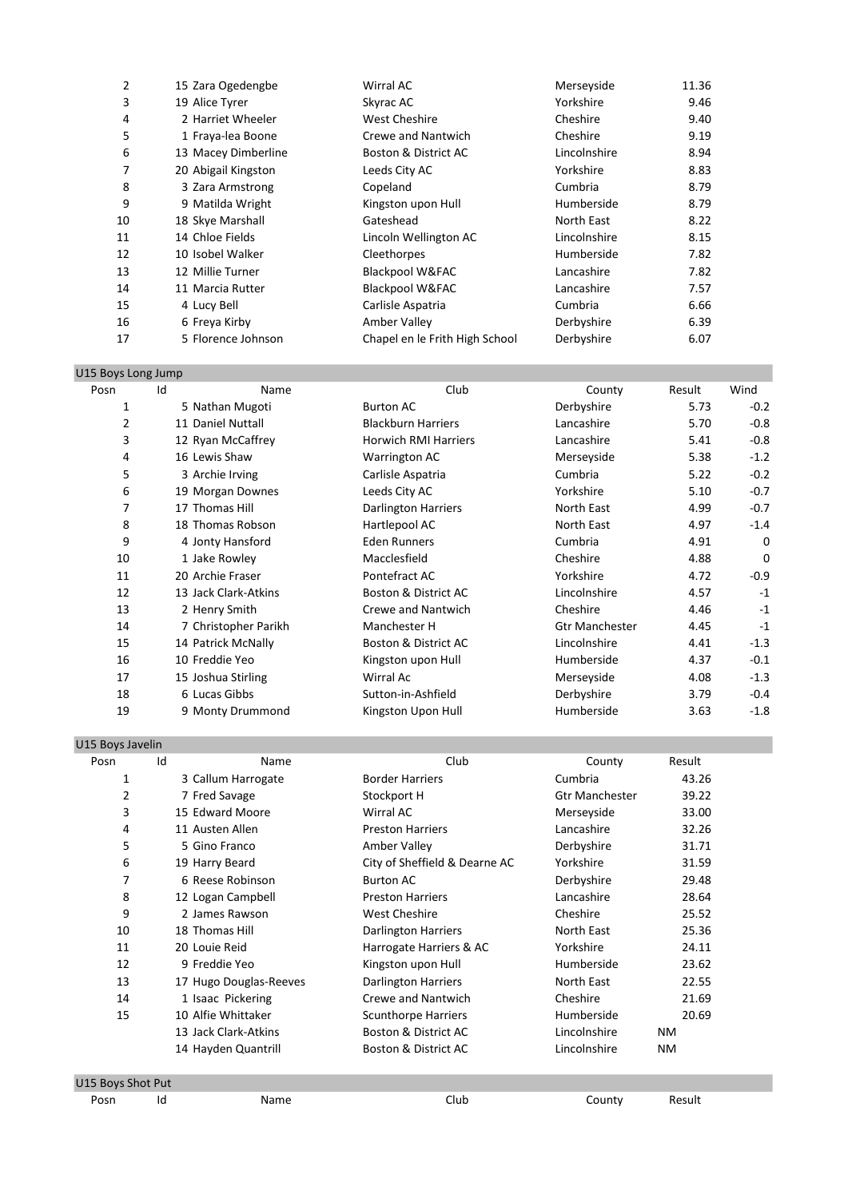| Posn | Id | Name | Club | County | Result |
|---|---|---|---|---|---|
| 2 | 15 | Zara Ogedengbe | Wirral AC | Merseyside | 11.36 |
| 3 | 19 | Alice Tyrer | Skyrac AC | Yorkshire | 9.46 |
| 4 | 2 | Harriet Wheeler | West Cheshire | Cheshire | 9.40 |
| 5 | 1 | Fraya-lea Boone | Crewe and Nantwich | Cheshire | 9.19 |
| 6 | 13 | Macey Dimberline | Boston & District AC | Lincolnshire | 8.94 |
| 7 | 20 | Abigail Kingston | Leeds City AC | Yorkshire | 8.83 |
| 8 | 3 | Zara Armstrong | Copeland | Cumbria | 8.79 |
| 9 | 9 | Matilda Wright | Kingston upon Hull | Humberside | 8.79 |
| 10 | 18 | Skye Marshall | Gateshead | North East | 8.22 |
| 11 | 14 | Chloe Fields | Lincoln Wellington AC | Lincolnshire | 8.15 |
| 12 | 10 | Isobel Walker | Cleethorpes | Humberside | 7.82 |
| 13 | 12 | Millie Turner | Blackpool W&FAC | Lancashire | 7.82 |
| 14 | 11 | Marcia Rutter | Blackpool W&FAC | Lancashire | 7.57 |
| 15 | 4 | Lucy Bell | Carlisle Aspatria | Cumbria | 6.66 |
| 16 | 6 | Freya Kirby | Amber Valley | Derbyshire | 6.39 |
| 17 | 5 | Florence Johnson | Chapel en le Frith High School | Derbyshire | 6.07 |

## U15 Boys Long Jump

| Posn | Id | Name | Club | County | Result | Wind |
|---|---|---|---|---|---|---|
| 1 | 5 | Nathan Mugoti | Burton AC | Derbyshire | 5.73 | -0.2 |
| 2 | 11 | Daniel Nuttall | Blackburn Harriers | Lancashire | 5.70 | -0.8 |
| 3 | 12 | Ryan McCaffrey | Horwich RMI Harriers | Lancashire | 5.41 | -0.8 |
| 4 | 16 | Lewis Shaw | Warrington AC | Merseyside | 5.38 | -1.2 |
| 5 | 3 | Archie Irving | Carlisle Aspatria | Cumbria | 5.22 | -0.2 |
| 6 | 19 | Morgan Downes | Leeds City AC | Yorkshire | 5.10 | -0.7 |
| 7 | 17 | Thomas Hill | Darlington Harriers | North East | 4.99 | -0.7 |
| 8 | 18 | Thomas Robson | Hartlepool AC | North East | 4.97 | -1.4 |
| 9 | 4 | Jonty Hansford | Eden Runners | Cumbria | 4.91 | 0 |
| 10 | 1 | Jake Rowley | Macclesfield | Cheshire | 4.88 | 0 |
| 11 | 20 | Archie Fraser | Pontefract AC | Yorkshire | 4.72 | -0.9 |
| 12 | 13 | Jack Clark-Atkins | Boston & District AC | Lincolnshire | 4.57 | -1 |
| 13 | 2 | Henry Smith | Crewe and Nantwich | Cheshire | 4.46 | -1 |
| 14 | 7 | Christopher Parikh | Manchester H | Gtr Manchester | 4.45 | -1 |
| 15 | 14 | Patrick McNally | Boston & District AC | Lincolnshire | 4.41 | -1.3 |
| 16 | 10 | Freddie Yeo | Kingston upon Hull | Humberside | 4.37 | -0.1 |
| 17 | 15 | Joshua Stirling | Wirral Ac | Merseyside | 4.08 | -1.3 |
| 18 | 6 | Lucas Gibbs | Sutton-in-Ashfield | Derbyshire | 3.79 | -0.4 |
| 19 | 9 | Monty Drummond | Kingston Upon Hull | Humberside | 3.63 | -1.8 |

## U15 Boys Javelin

| Posn | Id | Name | Club | County | Result |
|---|---|---|---|---|---|
| 1 | 3 | Callum Harrogate | Border Harriers | Cumbria | 43.26 |
| 2 | 7 | Fred Savage | Stockport H | Gtr Manchester | 39.22 |
| 3 | 15 | Edward Moore | Wirral AC | Merseyside | 33.00 |
| 4 | 11 | Austen Allen | Preston Harriers | Lancashire | 32.26 |
| 5 | 5 | Gino Franco | Amber Valley | Derbyshire | 31.71 |
| 6 | 19 | Harry Beard | City of Sheffield & Dearne AC | Yorkshire | 31.59 |
| 7 | 6 | Reese Robinson | Burton AC | Derbyshire | 29.48 |
| 8 | 12 | Logan Campbell | Preston Harriers | Lancashire | 28.64 |
| 9 | 2 | James Rawson | West Cheshire | Cheshire | 25.52 |
| 10 | 18 | Thomas Hill | Darlington Harriers | North East | 25.36 |
| 11 | 20 | Louie Reid | Harrogate Harriers & AC | Yorkshire | 24.11 |
| 12 | 9 | Freddie Yeo | Kingston upon Hull | Humberside | 23.62 |
| 13 | 17 | Hugo Douglas-Reeves | Darlington Harriers | North East | 22.55 |
| 14 | 1 | Isaac Pickering | Crewe and Nantwich | Cheshire | 21.69 |
| 15 | 10 | Alfie Whittaker | Scunthorpe Harriers | Humberside | 20.69 |
| | 13 | Jack Clark-Atkins | Boston & District AC | Lincolnshire | NM |
| | 14 | Hayden Quantrill | Boston & District AC | Lincolnshire | NM |

## U15 Boys Shot Put

| Posn | Id | Name | Club | County | Result |
|---|---|---|---|---|---|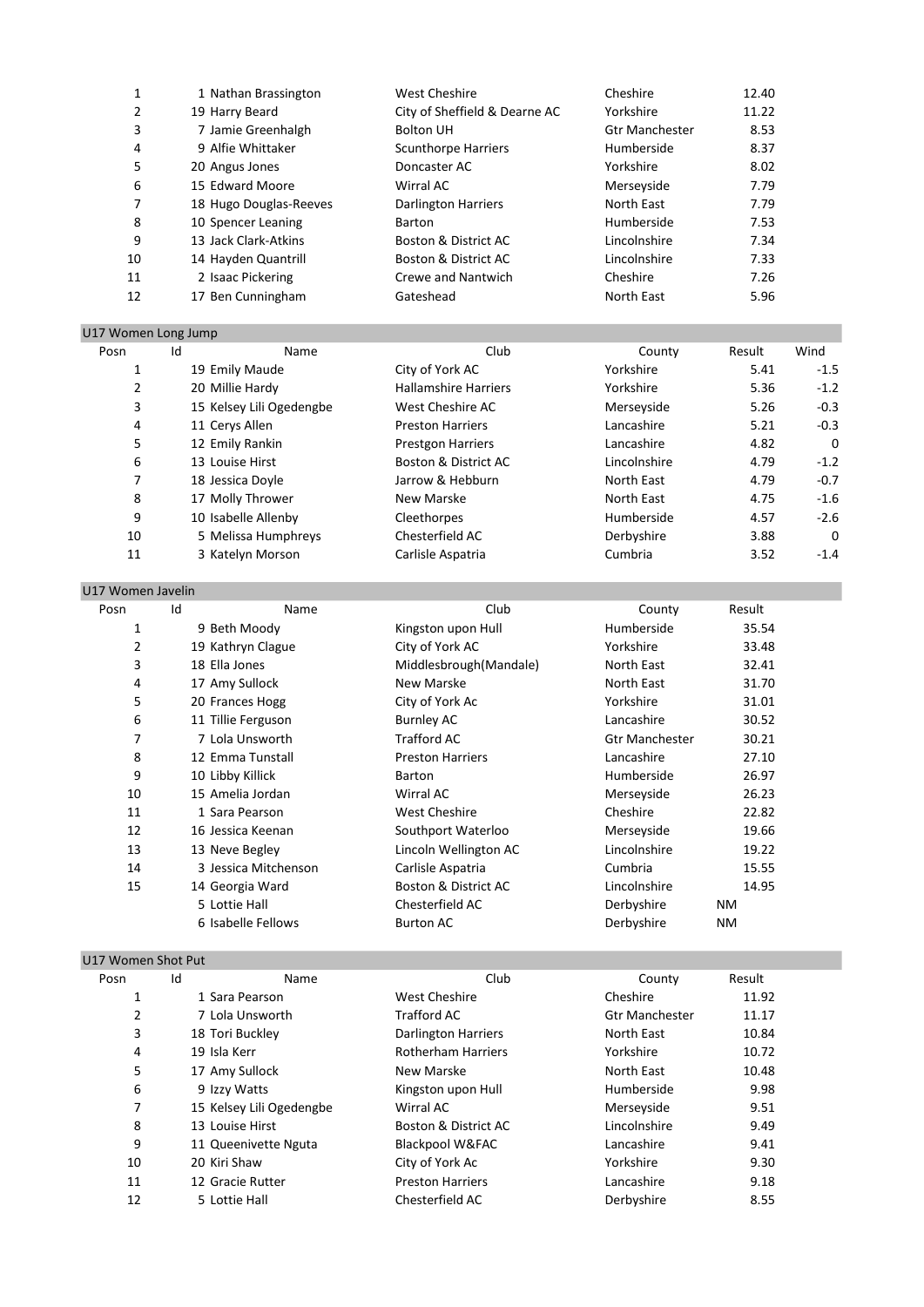| Posn | Id | Name | Club | County | Result |
|---|---|---|---|---|---|
| 1 | 1 | Nathan Brassington | West Cheshire | Cheshire | 12.40 |
| 2 | 19 | Harry Beard | City of Sheffield & Dearne AC | Yorkshire | 11.22 |
| 3 | 7 | Jamie Greenhalgh | Bolton UH | Gtr Manchester | 8.53 |
| 4 | 9 | Alfie Whittaker | Scunthorpe Harriers | Humberside | 8.37 |
| 5 | 20 | Angus Jones | Doncaster AC | Yorkshire | 8.02 |
| 6 | 15 | Edward Moore | Wirral AC | Merseyside | 7.79 |
| 7 | 18 | Hugo Douglas-Reeves | Darlington Harriers | North East | 7.79 |
| 8 | 10 | Spencer Leaning | Barton | Humberside | 7.53 |
| 9 | 13 | Jack Clark-Atkins | Boston & District AC | Lincolnshire | 7.34 |
| 10 | 14 | Hayden Quantrill | Boston & District AC | Lincolnshire | 7.33 |
| 11 | 2 | Isaac Pickering | Crewe and Nantwich | Cheshire | 7.26 |
| 12 | 17 | Ben Cunningham | Gateshead | North East | 5.96 |

## U17 Women Long Jump

| Posn | Id | Name | Club | County | Result | Wind |
|---|---|---|---|---|---|---|
| 1 | 19 | Emily Maude | City of York AC | Yorkshire | 5.41 | -1.5 |
| 2 | 20 | Millie Hardy | Hallamshire Harriers | Yorkshire | 5.36 | -1.2 |
| 3 | 15 | Kelsey Lili Ogedengbe | West Cheshire AC | Merseyside | 5.26 | -0.3 |
| 4 | 11 | Cerys Allen | Preston Harriers | Lancashire | 5.21 | -0.3 |
| 5 | 12 | Emily Rankin | Prestgon Harriers | Lancashire | 4.82 | 0 |
| 6 | 13 | Louise Hirst | Boston & District AC | Lincolnshire | 4.79 | -1.2 |
| 7 | 18 | Jessica Doyle | Jarrow & Hebburn | North East | 4.79 | -0.7 |
| 8 | 17 | Molly Thrower | New Marske | North East | 4.75 | -1.6 |
| 9 | 10 | Isabelle Allenby | Cleethorpes | Humberside | 4.57 | -2.6 |
| 10 | 5 | Melissa Humphreys | Chesterfield AC | Derbyshire | 3.88 | 0 |
| 11 | 3 | Katelyn Morson | Carlisle Aspatria | Cumbria | 3.52 | -1.4 |

## U17 Women Javelin

| Posn | Id | Name | Club | County | Result |
|---|---|---|---|---|---|
| 1 | 9 | Beth Moody | Kingston upon Hull | Humberside | 35.54 |
| 2 | 19 | Kathryn Clague | City of York AC | Yorkshire | 33.48 |
| 3 | 18 | Ella Jones | Middlesbrough(Mandale) | North East | 32.41 |
| 4 | 17 | Amy Sullock | New Marske | North East | 31.70 |
| 5 | 20 | Frances Hogg | City of York Ac | Yorkshire | 31.01 |
| 6 | 11 | Tillie Ferguson | Burnley AC | Lancashire | 30.52 |
| 7 | 7 | Lola Unsworth | Trafford AC | Gtr Manchester | 30.21 |
| 8 | 12 | Emma Tunstall | Preston Harriers | Lancashire | 27.10 |
| 9 | 10 | Libby Killick | Barton | Humberside | 26.97 |
| 10 | 15 | Amelia Jordan | Wirral AC | Merseyside | 26.23 |
| 11 | 1 | Sara Pearson | West Cheshire | Cheshire | 22.82 |
| 12 | 16 | Jessica Keenan | Southport Waterloo | Merseyside | 19.66 |
| 13 | 13 | Neve Begley | Lincoln Wellington AC | Lincolnshire | 19.22 |
| 14 | 3 | Jessica Mitchenson | Carlisle Aspatria | Cumbria | 15.55 |
| 15 | 14 | Georgia Ward | Boston & District AC | Lincolnshire | 14.95 |
| | 5 | Lottie Hall | Chesterfield AC | Derbyshire | NM |
| | 6 | Isabelle Fellows | Burton AC | Derbyshire | NM |

## U17 Women Shot Put

| Posn | Id | Name | Club | County | Result |
|---|---|---|---|---|---|
| 1 | 1 | Sara Pearson | West Cheshire | Cheshire | 11.92 |
| 2 | 7 | Lola Unsworth | Trafford AC | Gtr Manchester | 11.17 |
| 3 | 18 | Tori Buckley | Darlington Harriers | North East | 10.84 |
| 4 | 19 | Isla Kerr | Rotherham Harriers | Yorkshire | 10.72 |
| 5 | 17 | Amy Sullock | New Marske | North East | 10.48 |
| 6 | 9 | Izzy Watts | Kingston upon Hull | Humberside | 9.98 |
| 7 | 15 | Kelsey Lili Ogedengbe | Wirral AC | Merseyside | 9.51 |
| 8 | 13 | Louise Hirst | Boston & District AC | Lincolnshire | 9.49 |
| 9 | 11 | Queenivette Nguta | Blackpool W&FAC | Lancashire | 9.41 |
| 10 | 20 | Kiri Shaw | City of York Ac | Yorkshire | 9.30 |
| 11 | 12 | Gracie Rutter | Preston Harriers | Lancashire | 9.18 |
| 12 | 5 | Lottie Hall | Chesterfield AC | Derbyshire | 8.55 |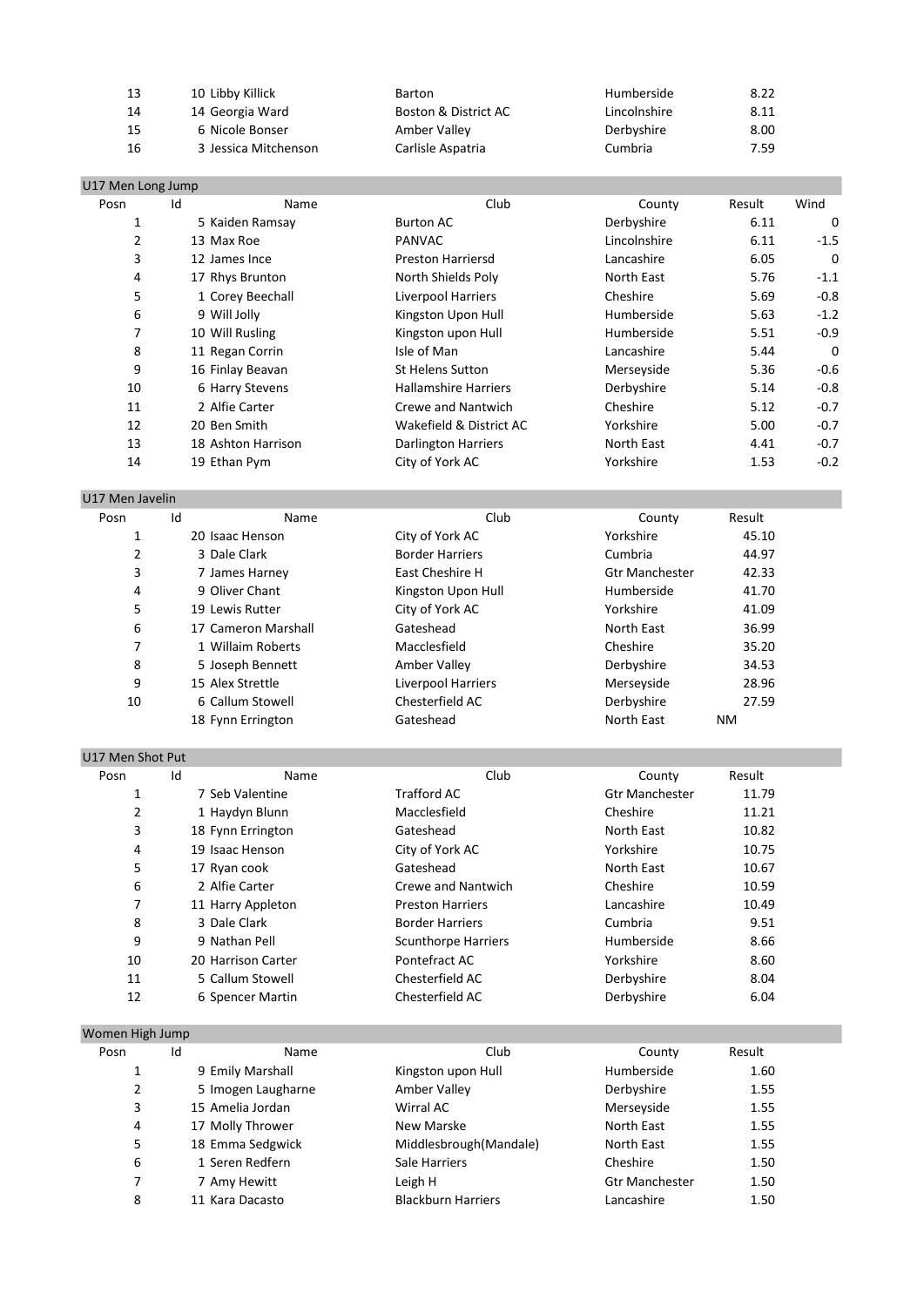| | | | | | |
|---|---|---|---|---|---|
| 13 | 10 | Libby Killick | Barton | Humberside | 8.22 |
| 14 | 14 | Georgia Ward | Boston & District AC | Lincolnshire | 8.11 |
| 15 | 6 | Nicole Bonser | Amber Valley | Derbyshire | 8.00 |
| 16 | 3 | Jessica Mitchenson | Carlisle Aspatria | Cumbria | 7.59 |

## U17 Men Long Jump

| Posn | Id | Name | Club | County | Result | Wind |
|---|---|---|---|---|---|---|
| 1 | 5 | Kaiden Ramsay | Burton AC | Derbyshire | 6.11 | 0 |
| 2 | 13 | Max Roe | PANVAC | Lincolnshire | 6.11 | -1.5 |
| 3 | 12 | James Ince | Preston Harriersd | Lancashire | 6.05 | 0 |
| 4 | 17 | Rhys Brunton | North Shields Poly | North East | 5.76 | -1.1 |
| 5 | 1 | Corey Beechall | Liverpool Harriers | Cheshire | 5.69 | -0.8 |
| 6 | 9 | Will Jolly | Kingston Upon Hull | Humberside | 5.63 | -1.2 |
| 7 | 10 | Will Rusling | Kingston upon Hull | Humberside | 5.51 | -0.9 |
| 8 | 11 | Regan Corrin | Isle of Man | Lancashire | 5.44 | 0 |
| 9 | 16 | Finlay Beavan | St Helens Sutton | Merseyside | 5.36 | -0.6 |
| 10 | 6 | Harry Stevens | Hallamshire Harriers | Derbyshire | 5.14 | -0.8 |
| 11 | 2 | Alfie Carter | Crewe and Nantwich | Cheshire | 5.12 | -0.7 |
| 12 | 20 | Ben Smith | Wakefield & District AC | Yorkshire | 5.00 | -0.7 |
| 13 | 18 | Ashton Harrison | Darlington Harriers | North East | 4.41 | -0.7 |
| 14 | 19 | Ethan Pym | City of York AC | Yorkshire | 1.53 | -0.2 |

## U17 Men Javelin

| Posn | Id | Name | Club | County | Result |
|---|---|---|---|---|---|
| 1 | 20 | Isaac Henson | City of York AC | Yorkshire | 45.10 |
| 2 | 3 | Dale Clark | Border Harriers | Cumbria | 44.97 |
| 3 | 7 | James Harney | East Cheshire H | Gtr Manchester | 42.33 |
| 4 | 9 | Oliver Chant | Kingston Upon Hull | Humberside | 41.70 |
| 5 | 19 | Lewis Rutter | City of York AC | Yorkshire | 41.09 |
| 6 | 17 | Cameron Marshall | Gateshead | North East | 36.99 |
| 7 | 1 | Willaim Roberts | Macclesfield | Cheshire | 35.20 |
| 8 | 5 | Joseph Bennett | Amber Valley | Derbyshire | 34.53 |
| 9 | 15 | Alex Strettle | Liverpool Harriers | Merseyside | 28.96 |
| 10 | 6 | Callum Stowell | Chesterfield AC | Derbyshire | 27.59 |
| | 18 | Fynn Errington | Gateshead | North East | NM |

## U17 Men Shot Put

| Posn | Id | Name | Club | County | Result |
|---|---|---|---|---|---|
| 1 | 7 | Seb Valentine | Trafford AC | Gtr Manchester | 11.79 |
| 2 | 1 | Haydyn Blunn | Macclesfield | Cheshire | 11.21 |
| 3 | 18 | Fynn Errington | Gateshead | North East | 10.82 |
| 4 | 19 | Isaac Henson | City of York AC | Yorkshire | 10.75 |
| 5 | 17 | Ryan cook | Gateshead | North East | 10.67 |
| 6 | 2 | Alfie Carter | Crewe and Nantwich | Cheshire | 10.59 |
| 7 | 11 | Harry Appleton | Preston Harriers | Lancashire | 10.49 |
| 8 | 3 | Dale Clark | Border Harriers | Cumbria | 9.51 |
| 9 | 9 | Nathan Pell | Scunthorpe Harriers | Humberside | 8.66 |
| 10 | 20 | Harrison Carter | Pontefract AC | Yorkshire | 8.60 |
| 11 | 5 | Callum Stowell | Chesterfield AC | Derbyshire | 8.04 |
| 12 | 6 | Spencer Martin | Chesterfield AC | Derbyshire | 6.04 |

## Women High Jump

| Posn | Id | Name | Club | County | Result |
|---|---|---|---|---|---|
| 1 | 9 | Emily Marshall | Kingston upon Hull | Humberside | 1.60 |
| 2 | 5 | Imogen Laugharne | Amber Valley | Derbyshire | 1.55 |
| 3 | 15 | Amelia Jordan | Wirral AC | Merseyside | 1.55 |
| 4 | 17 | Molly Thrower | New Marske | North East | 1.55 |
| 5 | 18 | Emma Sedgwick | Middlesbrough(Mandale) | North East | 1.55 |
| 6 | 1 | Seren Redfern | Sale Harriers | Cheshire | 1.50 |
| 7 | 7 | Amy Hewitt | Leigh H | Gtr Manchester | 1.50 |
| 8 | 11 | Kara Dacasto | Blackburn Harriers | Lancashire | 1.50 |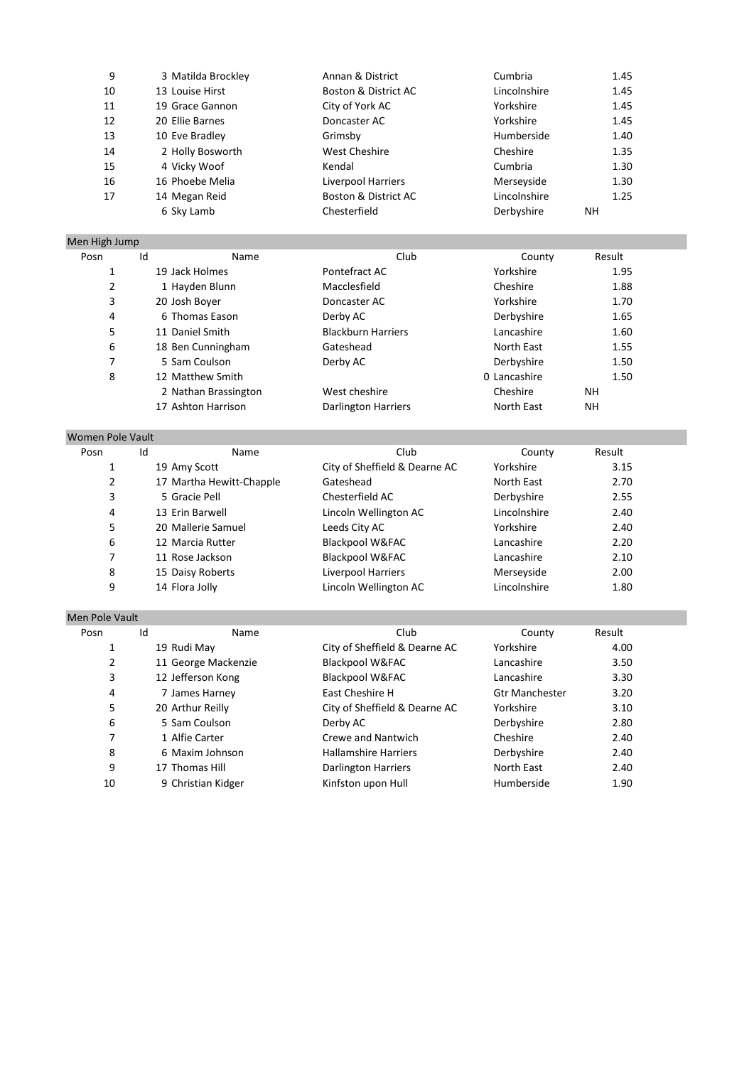| Posn | Id | Name | Club | County | Result |
|---|---|---|---|---|---|
| 9 | 3 | Matilda Brockley | Annan & District | Cumbria | 1.45 |
| 10 | 13 | Louise Hirst | Boston & District AC | Lincolnshire | 1.45 |
| 11 | 19 | Grace Gannon | City of York AC | Yorkshire | 1.45 |
| 12 | 20 | Ellie Barnes | Doncaster AC | Yorkshire | 1.45 |
| 13 | 10 | Eve Bradley | Grimsby | Humberside | 1.40 |
| 14 | 2 | Holly Bosworth | West Cheshire | Cheshire | 1.35 |
| 15 | 4 | Vicky Woof | Kendal | Cumbria | 1.30 |
| 16 | 16 | Phoebe Melia | Liverpool Harriers | Merseyside | 1.30 |
| 17 | 14 | Megan Reid | Boston & District AC | Lincolnshire | 1.25 |
| | 6 | Sky Lamb | Chesterfield | Derbyshire | NH |

## Men High Jump

| Posn | Id | Name | Club | County | Result |
|---|---|---|---|---|---|
| 1 | 19 | Jack Holmes | Pontefract AC | Yorkshire | 1.95 |
| 2 | 1 | Hayden Blunn | Macclesfield | Cheshire | 1.88 |
| 3 | 20 | Josh Boyer | Doncaster AC | Yorkshire | 1.70 |
| 4 | 6 | Thomas Eason | Derby AC | Derbyshire | 1.65 |
| 5 | 11 | Daniel Smith | Blackburn Harriers | Lancashire | 1.60 |
| 6 | 18 | Ben Cunningham | Gateshead | North East | 1.55 |
| 7 | 5 | Sam Coulson | Derby AC | Derbyshire | 1.50 |
| 8 | 12 | Matthew Smith | | 0 Lancashire | 1.50 |
| | 2 | Nathan Brassington | West cheshire | Cheshire | NH |
| | 17 | Ashton Harrison | Darlington Harriers | North East | NH |

## Women Pole Vault

| Posn | Id | Name | Club | County | Result |
|---|---|---|---|---|---|
| 1 | 19 | Amy Scott | City of Sheffield & Dearne AC | Yorkshire | 3.15 |
| 2 | 17 | Martha Hewitt-Chapple | Gateshead | North East | 2.70 |
| 3 | 5 | Gracie Pell | Chesterfield AC | Derbyshire | 2.55 |
| 4 | 13 | Erin Barwell | Lincoln Wellington AC | Lincolnshire | 2.40 |
| 5 | 20 | Mallerie Samuel | Leeds City AC | Yorkshire | 2.40 |
| 6 | 12 | Marcia Rutter | Blackpool W&FAC | Lancashire | 2.20 |
| 7 | 11 | Rose Jackson | Blackpool W&FAC | Lancashire | 2.10 |
| 8 | 15 | Daisy Roberts | Liverpool Harriers | Merseyside | 2.00 |
| 9 | 14 | Flora Jolly | Lincoln Wellington AC | Lincolnshire | 1.80 |

## Men Pole Vault

| Posn | Id | Name | Club | County | Result |
|---|---|---|---|---|---|
| 1 | 19 | Rudi May | City of Sheffield & Dearne AC | Yorkshire | 4.00 |
| 2 | 11 | George Mackenzie | Blackpool W&FAC | Lancashire | 3.50 |
| 3 | 12 | Jefferson Kong | Blackpool W&FAC | Lancashire | 3.30 |
| 4 | 7 | James Harney | East Cheshire H | Gtr Manchester | 3.20 |
| 5 | 20 | Arthur Reilly | City of Sheffield & Dearne AC | Yorkshire | 3.10 |
| 6 | 5 | Sam Coulson | Derby AC | Derbyshire | 2.80 |
| 7 | 1 | Alfie Carter | Crewe and Nantwich | Cheshire | 2.40 |
| 8 | 6 | Maxim Johnson | Hallamshire Harriers | Derbyshire | 2.40 |
| 9 | 17 | Thomas Hill | Darlington Harriers | North East | 2.40 |
| 10 | 9 | Christian Kidger | Kinfston upon Hull | Humberside | 1.90 |